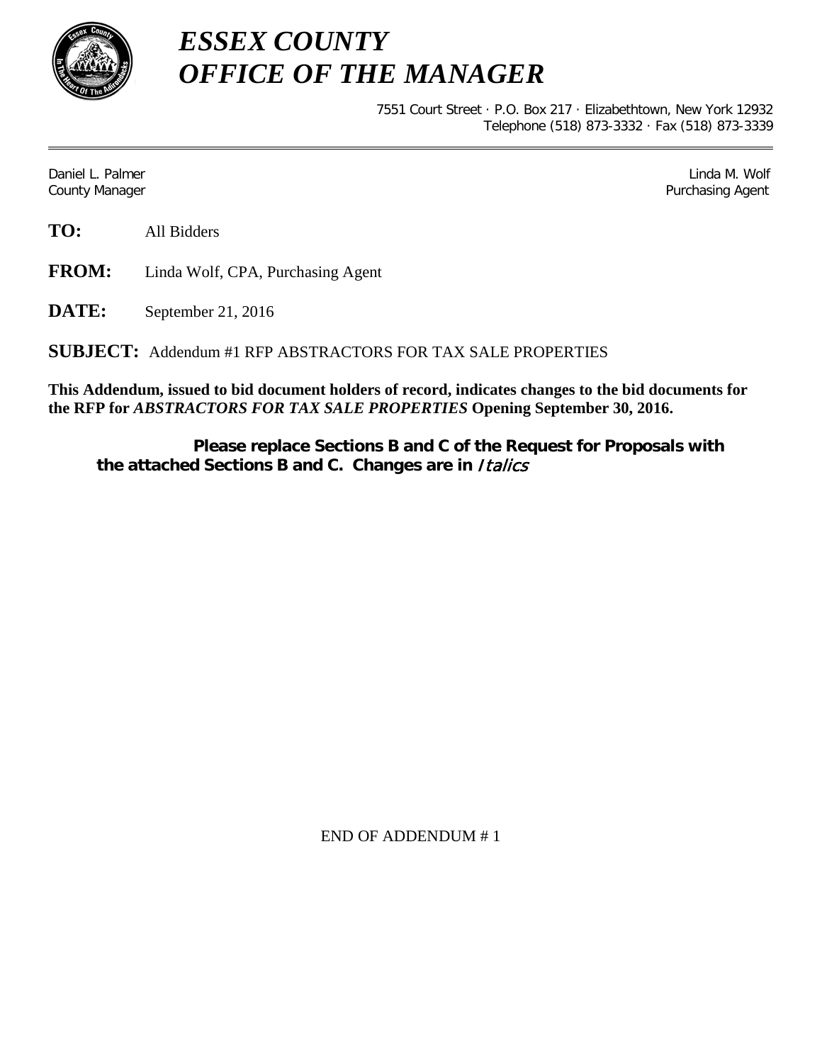# *ESSEX COUNTY*
# *OFFICE OF THE MANAGER*

7551 Court Street · P.O. Box 217 · Elizabethtown, New York 12932
Telephone (518) 873-3332 · Fax (518) 873-3339

---

Daniel L. Palmer
County Manager

Linda M. Wolf
Purchasing Agent

**TO:** All Bidders

**FROM:** Linda Wolf, CPA, Purchasing Agent

**DATE:** September 21, 2016

**SUBJECT:** Addendum #1 RFP ABSTRACTORS FOR TAX SALE PROPERTIES

**This Addendum, issued to bid document holders of record, indicates changes to the bid documents for the RFP for *ABSTRACTORS FOR TAX SALE PROPERTIES* Opening September 30, 2016.**

**Please replace Sections B and C of the Request for Proposals with the attached Sections B and C. Changes are in *Italics***

END OF ADDENDUM # 1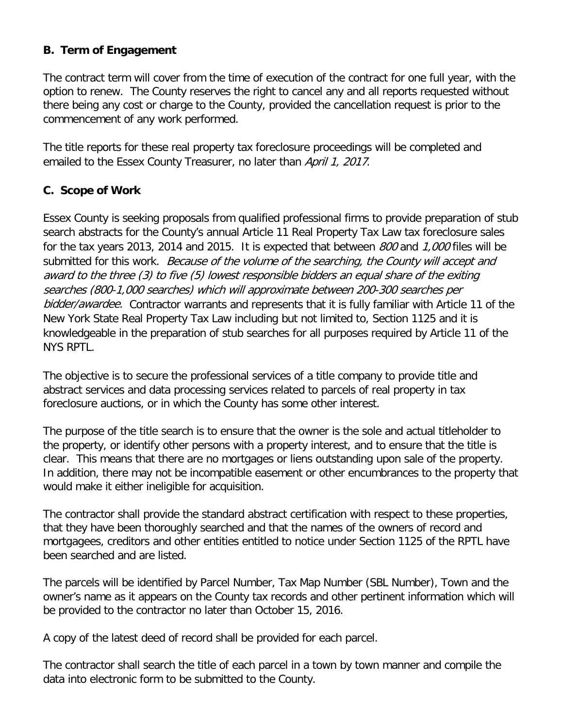### B. Term of Engagement

The contract term will cover from the time of execution of the contract for one full year, with the option to renew. The County reserves the right to cancel any and all reports requested without there being any cost or charge to the County, provided the cancellation request is prior to the commencement of any work performed.

The title reports for these real property tax foreclosure proceedings will be completed and emailed to the Essex County Treasurer, no later than *April 1, 2017*.

### C. Scope of Work

Essex County is seeking proposals from qualified professional firms to provide preparation of stub search abstracts for the County's annual Article 11 Real Property Tax Law tax foreclosure sales for the tax years 2013, 2014 and 2015. It is expected that between *800* and *1,000* files will be submitted for this work. *Because of the volume of the searching, the County will accept and award to the three (3) to five (5) lowest responsible bidders an equal share of the exiting searches (800-1,000 searches) which will approximate between 200-300 searches per bidder/awardee.* Contractor warrants and represents that it is fully familiar with Article 11 of the New York State Real Property Tax Law including but not limited to, Section 1125 and it is knowledgeable in the preparation of stub searches for all purposes required by Article 11 of the NYS RPTL.

The objective is to secure the professional services of a title company to provide title and abstract services and data processing services related to parcels of real property in tax foreclosure auctions, or in which the County has some other interest.

The purpose of the title search is to ensure that the owner is the sole and actual titleholder to the property, or identify other persons with a property interest, and to ensure that the title is clear. This means that there are no mortgages or liens outstanding upon sale of the property. In addition, there may not be incompatible easement or other encumbrances to the property that would make it either ineligible for acquisition.

The contractor shall provide the standard abstract certification with respect to these properties, that they have been thoroughly searched and that the names of the owners of record and mortgagees, creditors and other entities entitled to notice under Section 1125 of the RPTL have been searched and are listed.

The parcels will be identified by Parcel Number, Tax Map Number (SBL Number), Town and the owner's name as it appears on the County tax records and other pertinent information which will be provided to the contractor no later than October 15, 2016.

A copy of the latest deed of record shall be provided for each parcel.

The contractor shall search the title of each parcel in a town by town manner and compile the data into electronic form to be submitted to the County.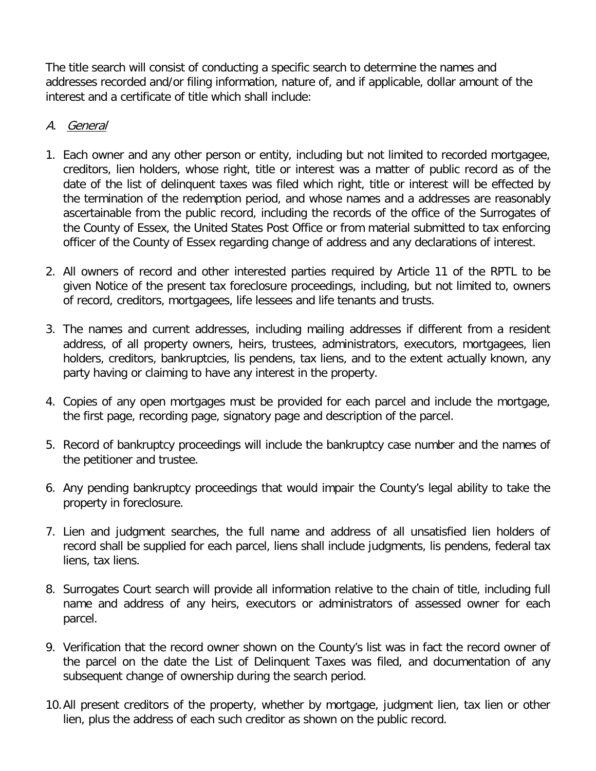The title search will consist of conducting a specific search to determine the names and addresses recorded and/or filing information, nature of, and if applicable, dollar amount of the interest and a certificate of title which shall include:

A. *General*

1. Each owner and any other person or entity, including but not limited to recorded mortgagee, creditors, lien holders, whose right, title or interest was a matter of public record as of the date of the list of delinquent taxes was filed which right, title or interest will be effected by the termination of the redemption period, and whose names and a addresses are reasonably ascertainable from the public record, including the records of the office of the Surrogates of the County of Essex, the United States Post Office or from material submitted to tax enforcing officer of the County of Essex regarding change of address and any declarations of interest.

2. All owners of record and other interested parties required by Article 11 of the RPTL to be given Notice of the present tax foreclosure proceedings, including, but not limited to, owners of record, creditors, mortgagees, life lessees and life tenants and trusts.

3. The names and current addresses, including mailing addresses if different from a resident address, of all property owners, heirs, trustees, administrators, executors, mortgagees, lien holders, creditors, bankruptcies, lis pendens, tax liens, and to the extent actually known, any party having or claiming to have any interest in the property.

4. Copies of any open mortgages must be provided for each parcel and include the mortgage, the first page, recording page, signatory page and description of the parcel.

5. Record of bankruptcy proceedings will include the bankruptcy case number and the names of the petitioner and trustee.

6. Any pending bankruptcy proceedings that would impair the County's legal ability to take the property in foreclosure.

7. Lien and judgment searches, the full name and address of all unsatisfied lien holders of record shall be supplied for each parcel, liens shall include judgments, lis pendens, federal tax liens, tax liens.

8. Surrogates Court search will provide all information relative to the chain of title, including full name and address of any heirs, executors or administrators of assessed owner for each parcel.

9. Verification that the record owner shown on the County's list was in fact the record owner of the parcel on the date the List of Delinquent Taxes was filed, and documentation of any subsequent change of ownership during the search period.

10. All present creditors of the property, whether by mortgage, judgment lien, tax lien or other lien, plus the address of each such creditor as shown on the public record.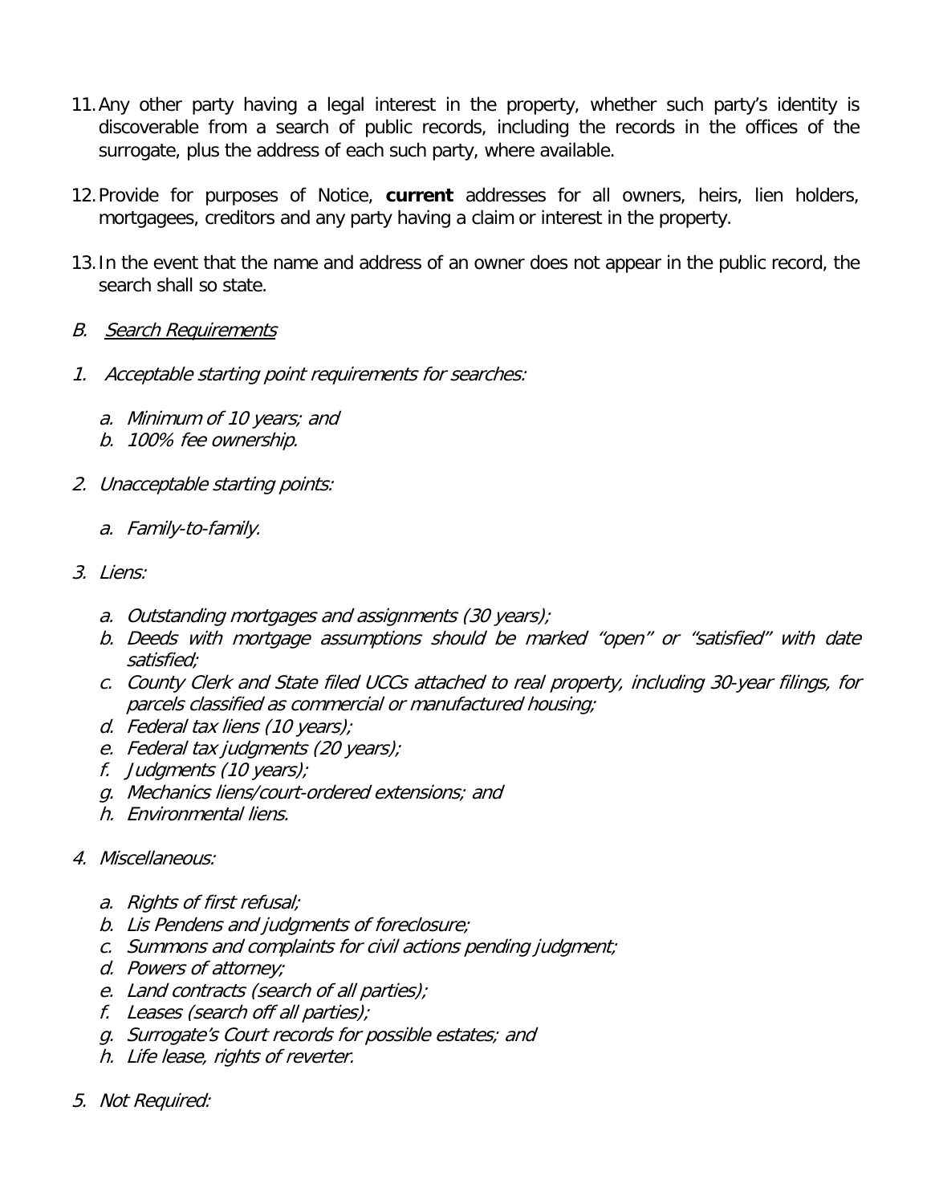11. Any other party having a legal interest in the property, whether such party's identity is discoverable from a search of public records, including the records in the offices of the surrogate, plus the address of each such party, where available.

12. Provide for purposes of Notice, **current** addresses for all owners, heirs, lien holders, mortgagees, creditors and any party having a claim or interest in the property.

13. In the event that the name and address of an owner does not appear in the public record, the search shall so state.

*B. <u>Search Requirements</u>*

*1. Acceptable starting point requirements for searches:*

   *a. Minimum of 10 years; and*
   *b. 100% fee ownership.*

*2. Unacceptable starting points:*

   *a. Family-to-family.*

*3. Liens:*

   *a. Outstanding mortgages and assignments (30 years);*
   *b. Deeds with mortgage assumptions should be marked "open" or "satisfied" with date satisfied;*
   *c. County Clerk and State filed UCCs attached to real property, including 30-year filings, for parcels classified as commercial or manufactured housing;*
   *d. Federal tax liens (10 years);*
   *e. Federal tax judgments (20 years);*
   *f. Judgments (10 years);*
   *g. Mechanics liens/court-ordered extensions; and*
   *h. Environmental liens.*

*4. Miscellaneous:*

   *a. Rights of first refusal;*
   *b. Lis Pendens and judgments of foreclosure;*
   *c. Summons and complaints for civil actions pending judgment;*
   *d. Powers of attorney;*
   *e. Land contracts (search of all parties);*
   *f. Leases (search off all parties);*
   *g. Surrogate's Court records for possible estates; and*
   *h. Life lease, rights of reverter.*

*5. Not Required:*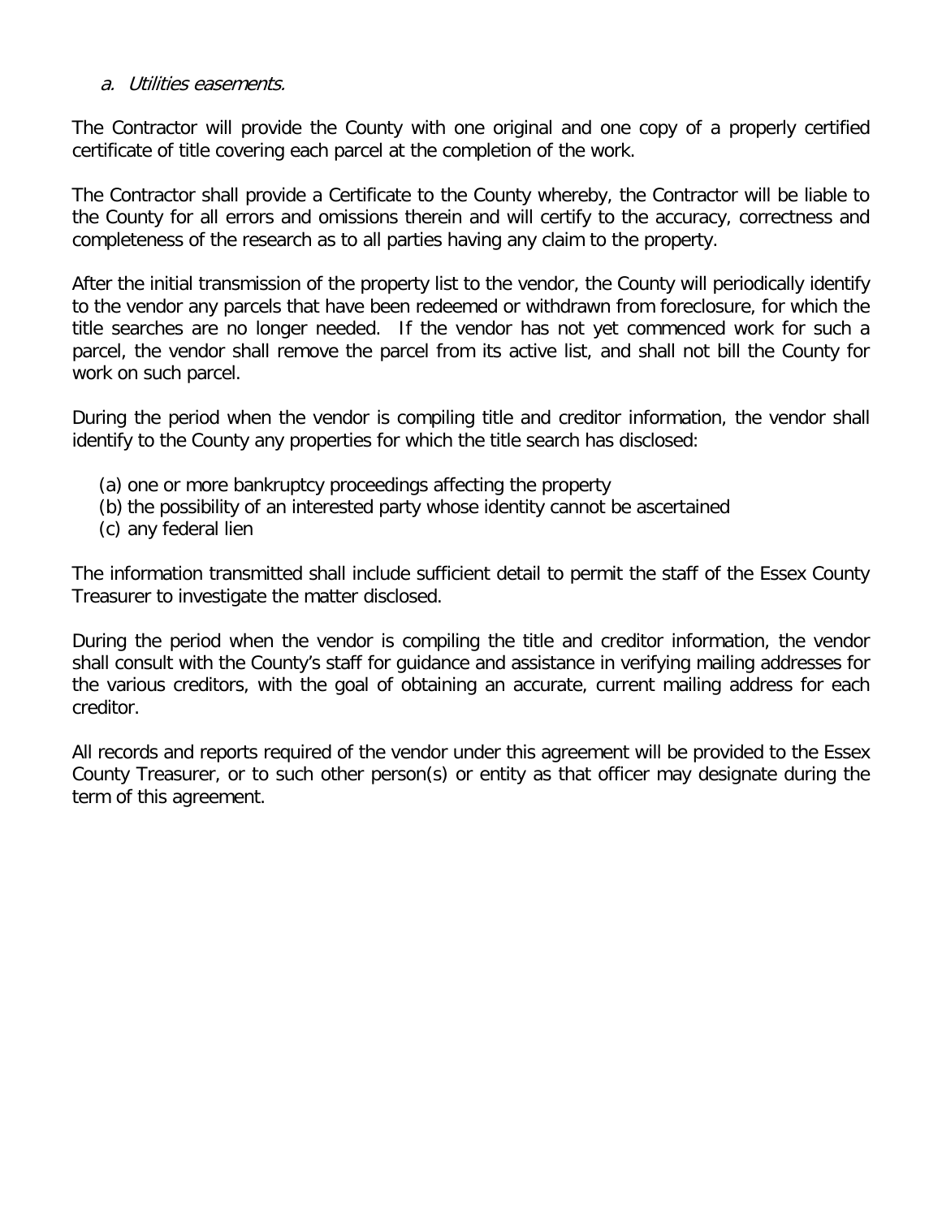a. *Utilities easements.*

The Contractor will provide the County with one original and one copy of a properly certified certificate of title covering each parcel at the completion of the work.

The Contractor shall provide a Certificate to the County whereby, the Contractor will be liable to the County for all errors and omissions therein and will certify to the accuracy, correctness and completeness of the research as to all parties having any claim to the property.

After the initial transmission of the property list to the vendor, the County will periodically identify to the vendor any parcels that have been redeemed or withdrawn from foreclosure, for which the title searches are no longer needed. If the vendor has not yet commenced work for such a parcel, the vendor shall remove the parcel from its active list, and shall not bill the County for work on such parcel.

During the period when the vendor is compiling title and creditor information, the vendor shall identify to the County any properties for which the title search has disclosed:

(a) one or more bankruptcy proceedings affecting the property
(b) the possibility of an interested party whose identity cannot be ascertained
(c) any federal lien

The information transmitted shall include sufficient detail to permit the staff of the Essex County Treasurer to investigate the matter disclosed.

During the period when the vendor is compiling the title and creditor information, the vendor shall consult with the County's staff for guidance and assistance in verifying mailing addresses for the various creditors, with the goal of obtaining an accurate, current mailing address for each creditor.

All records and reports required of the vendor under this agreement will be provided to the Essex County Treasurer, or to such other person(s) or entity as that officer may designate during the term of this agreement.